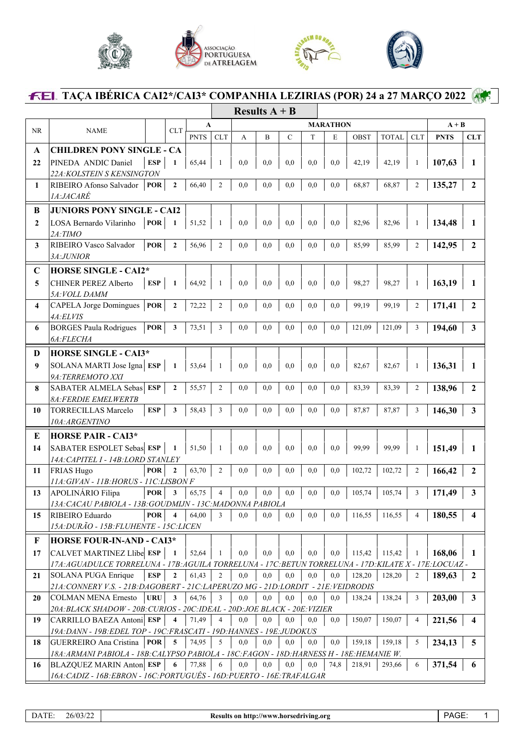# FEI TAÇA IBÉRICA CAI2*/CAI3* COMPANHIA LEZIRIAS (POR) 24 a 27 MARÇO 2022

## Results A + B

| NR | NAME | | CLT | A | | MARATHON | | | | | | | | A + B | |
|---|---|---|---|---|---|---|---|---|---|---|---|---|---|---|---|
| | | | | PNTS | CLT | A | B | C | T | E | OBST | TOTAL | CLT | PNTS | CLT |
| **A** | **CHILDREN PONY SINGLE - CA** | | | | | | | | | | | | | | |
| 22 | PINEDA ANDIC Daniel<br>*22A:KOLSTEIN S KENSINGTON* | ESP | 1 | 65,44 | 1 | 0,0 | 0,0 | 0,0 | 0,0 | 0,0 | 42,19 | 42,19 | 1 | **107,63** | **1** |
| 1 | RIBEIRO Afonso Salvador<br>*1A:JACARÉ* | POR | 2 | 66,40 | 2 | 0,0 | 0,0 | 0,0 | 0,0 | 0,0 | 68,87 | 68,87 | 2 | **135,27** | **2** |
| **B** | **JUNIORS PONY SINGLE - CAI2** | | | | | | | | | | | | | | |
| 2 | LOSA Bernardo Vilarinho<br>*2A:TIMO* | POR | 1 | 51,52 | 1 | 0,0 | 0,0 | 0,0 | 0,0 | 0,0 | 82,96 | 82,96 | 1 | **134,48** | **1** |
| 3 | RIBEIRO Vasco Salvador<br>*3A:JUNIOR* | POR | 2 | 56,96 | 2 | 0,0 | 0,0 | 0,0 | 0,0 | 0,0 | 85,99 | 85,99 | 2 | **142,95** | **2** |
| **C** | **HORSE SINGLE - CAI2*** | | | | | | | | | | | | | | |
| 5 | CHINER PEREZ Alberto<br>*5A:VOLL DAMM* | ESP | 1 | 64,92 | 1 | 0,0 | 0,0 | 0,0 | 0,0 | 0,0 | 98,27 | 98,27 | 1 | **163,19** | **1** |
| 4 | CAPELA Jorge Domingues<br>*4A:ELVIS* | POR | 2 | 72,22 | 2 | 0,0 | 0,0 | 0,0 | 0,0 | 0,0 | 99,19 | 99,19 | 2 | **171,41** | **2** |
| 6 | BORGES Paula Rodrigues<br>*6A:FLECHA* | POR | 3 | 73,51 | 3 | 0,0 | 0,0 | 0,0 | 0,0 | 0,0 | 121,09 | 121,09 | 3 | **194,60** | **3** |
| **D** | **HORSE SINGLE - CAI3*** | | | | | | | | | | | | | | |
| 9 | SOLANA MARTI Jose Igna<br>*9A:TERREMOTO XXI* | ESP | 1 | 53,64 | 1 | 0,0 | 0,0 | 0,0 | 0,0 | 0,0 | 82,67 | 82,67 | 1 | **136,31** | **1** |
| 8 | SABATER ALMELA Sebas<br>*8A:FERDIE EMELWERTB* | ESP | 2 | 55,57 | 2 | 0,0 | 0,0 | 0,0 | 0,0 | 0,0 | 83,39 | 83,39 | 2 | **138,96** | **2** |
| 10 | TORRECILLAS Marcelo<br>*10A:ARGENTINO* | ESP | 3 | 58,43 | 3 | 0,0 | 0,0 | 0,0 | 0,0 | 0,0 | 87,87 | 87,87 | 3 | **146,30** | **3** |
| **E** | **HORSE PAIR - CAI3*** | | | | | | | | | | | | | | |
| 14 | SABATER ESPOLET Sebas<br>*14A:CAPITEL I - 14B:LORD STANLEY* | ESP | 1 | 51,50 | 1 | 0,0 | 0,0 | 0,0 | 0,0 | 0,0 | 99,99 | 99,99 | 1 | **151,49** | **1** |
| 11 | FRIAS Hugo<br>*11A:GIVAN - 11B:HORUS - 11C:LISBON F* | POR | 2 | 63,70 | 2 | 0,0 | 0,0 | 0,0 | 0,0 | 0,0 | 102,72 | 102,72 | 2 | **166,42** | **2** |
| 13 | APOLINÁRIO Filipa<br>*13A:CACAU PABIOLA - 13B:GOUDMIJN - 13C:MADONNA PABIOLA* | POR | 3 | 65,75 | 4 | 0,0 | 0,0 | 0,0 | 0,0 | 0,0 | 105,74 | 105,74 | 3 | **171,49** | **3** |
| 15 | RIBEIRO Eduardo<br>*15A:DURÃO - 15B:FLUHENTE - 15C:LICEN* | POR | 4 | 64,00 | 3 | 0,0 | 0,0 | 0,0 | 0,0 | 0,0 | 116,55 | 116,55 | 4 | **180,55** | **4** |
| **F** | **HORSE FOUR-IN-AND - CAI3*** | | | | | | | | | | | | | | |
| 17 | CALVET MARTINEZ Llibe<br>*17A:AGUADULCE TORRELUNA - 17B:AGUILA TORRELUNA - 17C:BETUN TORRELUNA - 17D:KILATE X - 17E:LOCUAZ -* | ESP | 1 | 52,64 | 1 | 0,0 | 0,0 | 0,0 | 0,0 | 0,0 | 115,42 | 115,42 | 1 | **168,06** | **1** |
| 21 | SOLANA PUGA Enrique<br>*21A:CONNERY V.S. - 21B:DAGOBERT - 21C:LAPERUZO MG - 21D:LORDIT - 21E:VEIDRODIS* | ESP | 2 | 61,43 | 2 | 0,0 | 0,0 | 0,0 | 0,0 | 0,0 | 128,20 | 128,20 | 2 | **189,63** | **2** |
| 20 | COLMAN MENA Ernesto<br>*20A:BLACK SHADOW - 20B:CURIOS - 20C:IDEAL - 20D:JOE BLACK - 20E:VIZIER* | URU | 3 | 64,76 | 3 | 0,0 | 0,0 | 0,0 | 0,0 | 0,0 | 138,24 | 138,24 | 3 | **203,00** | **3** |
| 19 | CARRILLO BAEZA Antoni<br>*19A:DANN - 19B:EDEL TOP - 19C:FRASCATI - 19D:HANNES - 19E:JUDOKUS* | ESP | 4 | 71,49 | 4 | 0,0 | 0,0 | 0,0 | 0,0 | 0,0 | 150,07 | 150,07 | 4 | **221,56** | **4** |
| 18 | GUERREIRO Ana Cristina<br>*18A:ARMANI PABIOLA - 18B:CALYPSO PABIOLA - 18C:FAGON - 18D:HARNESS H - 18E:HEMANIE W.* | POR | 5 | 74,95 | 5 | 0,0 | 0,0 | 0,0 | 0,0 | 0,0 | 159,18 | 159,18 | 5 | **234,13** | **5** |
| 16 | BLAZQUEZ MARIN Anton<br>*16A:CADIZ - 16B:EBRON - 16C:PORTUGUÊS - 16D:PUERTO - 16E:TRAFALGAR* | ESP | 6 | 77,88 | 6 | 0,0 | 0,0 | 0,0 | 0,0 | 74,8 | 218,91 | 293,66 | 6 | **371,54** | **6** |

DATE: 26/03/22 | Results on http://www.horsedriving.org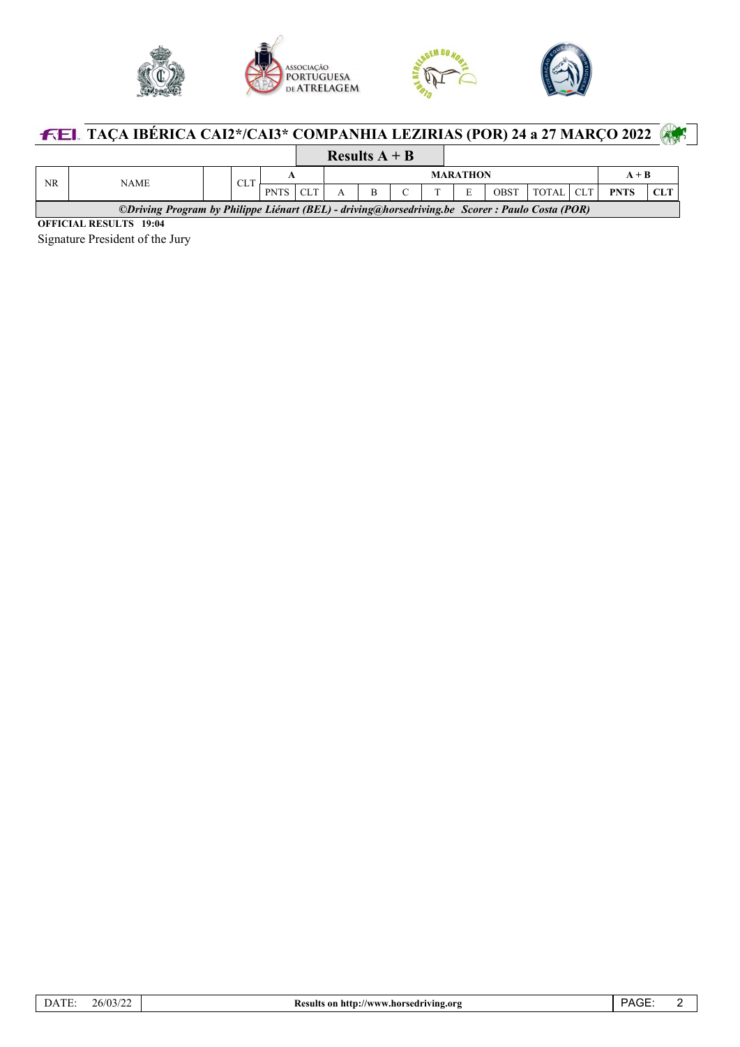# TAÇA IBÉRICA CAI2*/CAI3* COMPANHIA LEZIRIAS (POR) 24 a 27 MARÇO 2022

## Results A + B

| NR | NAME | | CLT | A | | MARATHON | | | | | | | | A + B | |
|---|---|---|---|---|---|---|---|---|---|---|---|---|---|---|---|
| | | | | PNTS | CLT | A | B | C | T | E | OBST | TOTAL | CLT | **PNTS** | **CLT** |

*©Driving Program by Philippe Liénart (BEL) - driving@horsedriving.be Scorer : Paulo Costa (POR)*

**OFFICIAL RESULTS 19:04**

Signature President of the Jury

DATE: 26/03/22 | **Results on http://www.horsedriving.org**